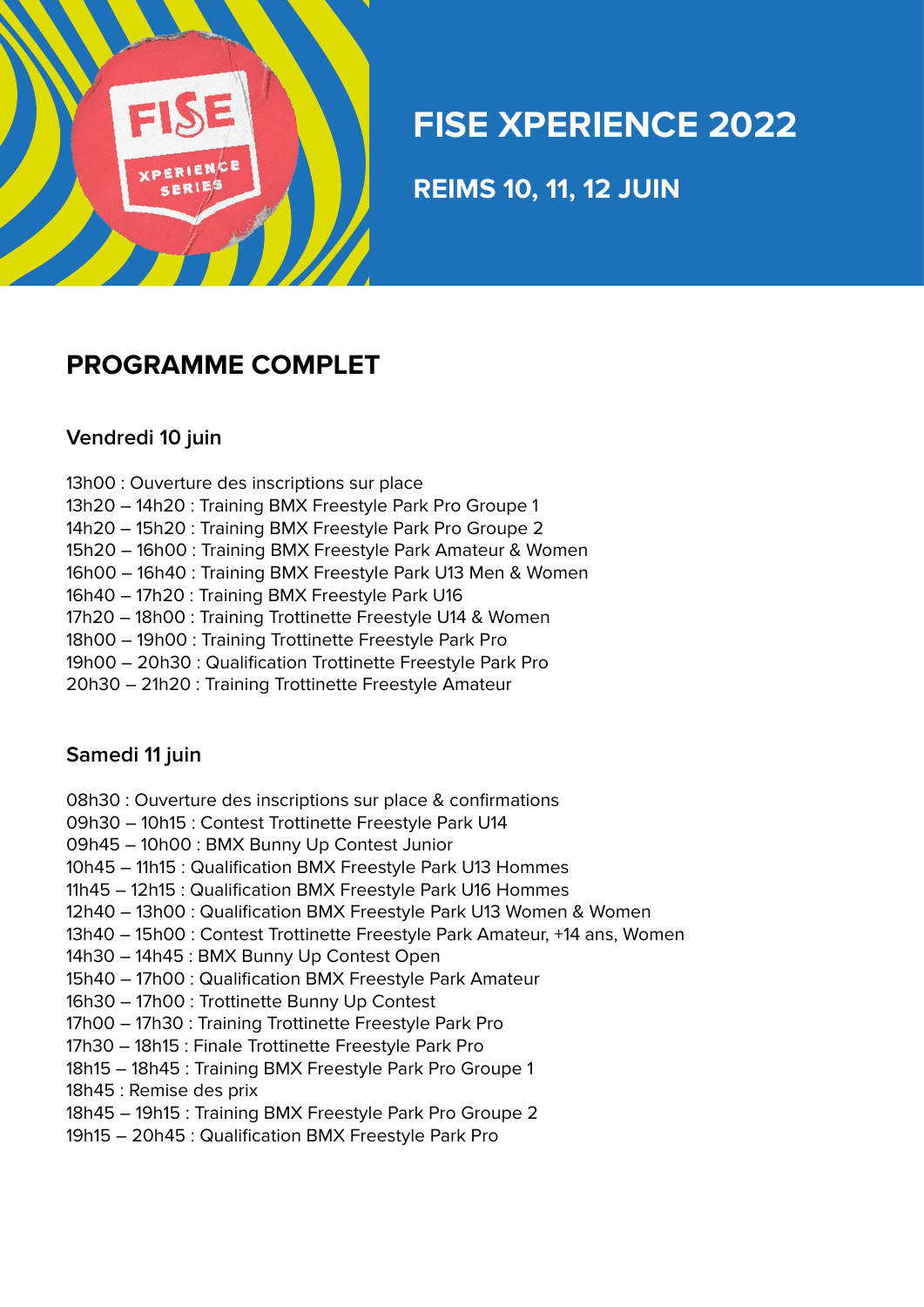# FISE XPERIENCE 2022

## REIMS 10, 11, 12 JUIN

## PROGRAMME COMPLET

### Vendredi 10 juin

13h00 : Ouverture des inscriptions sur place
13h20 – 14h20 : Training BMX Freestyle Park Pro Groupe 1
14h20 – 15h20 : Training BMX Freestyle Park Pro Groupe 2
15h20 – 16h00 : Training BMX Freestyle Park Amateur & Women
16h00 – 16h40 : Training BMX Freestyle Park U13 Men & Women
16h40 – 17h20 : Training BMX Freestyle Park U16
17h20 – 18h00 : Training Trottinette Freestyle U14 & Women
18h00 – 19h00 : Training Trottinette Freestyle Park Pro
19h00 – 20h30 : Qualification Trottinette Freestyle Park Pro
20h30 – 21h20 : Training Trottinette Freestyle Amateur

### Samedi 11 juin

08h30 : Ouverture des inscriptions sur place & confirmations
09h30 – 10h15 : Contest Trottinette Freestyle Park U14
09h45 – 10h00 : BMX Bunny Up Contest Junior
10h45 – 11h15 : Qualification BMX Freestyle Park U13 Hommes
11h45 – 12h15 : Qualification BMX Freestyle Park U16 Hommes
12h40 – 13h00 : Qualification BMX Freestyle Park U13 Women & Women
13h40 – 15h00 : Contest Trottinette Freestyle Park Amateur, +14 ans, Women
14h30 – 14h45 : BMX Bunny Up Contest Open
15h40 – 17h00 : Qualification BMX Freestyle Park Amateur
16h30 – 17h00 : Trottinette Bunny Up Contest
17h00 – 17h30 : Training Trottinette Freestyle Park Pro
17h30 – 18h15 : Finale Trottinette Freestyle Park Pro
18h15 – 18h45 : Training BMX Freestyle Park Pro Groupe 1
18h45 : Remise des prix
18h45 – 19h15 : Training BMX Freestyle Park Pro Groupe 2
19h15 – 20h45 : Qualification BMX Freestyle Park Pro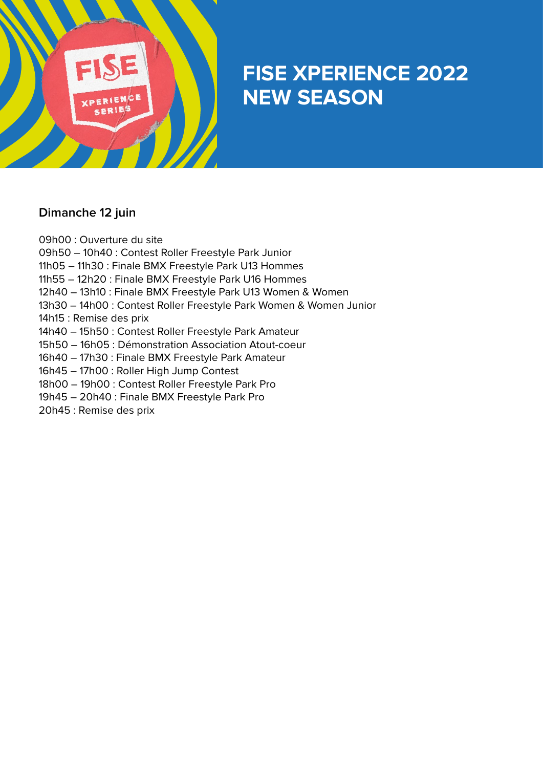# FISE XPERIENCE 2022 NEW SEASON

## Dimanche 12 juin

09h00 : Ouverture du site
09h50 – 10h40 : Contest Roller Freestyle Park Junior
11h05 – 11h30 : Finale BMX Freestyle Park U13 Hommes
11h55 – 12h20 : Finale BMX Freestyle Park U16 Hommes
12h40 – 13h10 : Finale BMX Freestyle Park U13 Women & Women
13h30 – 14h00 : Contest Roller Freestyle Park Women & Women Junior
14h15 : Remise des prix
14h40 – 15h50 : Contest Roller Freestyle Park Amateur
15h50 – 16h05 : Démonstration Association Atout-coeur
16h40 – 17h30 : Finale BMX Freestyle Park Amateur
16h45 – 17h00 : Roller High Jump Contest
18h00 – 19h00 : Contest Roller Freestyle Park Pro
19h45 – 20h40 : Finale BMX Freestyle Park Pro
20h45 : Remise des prix